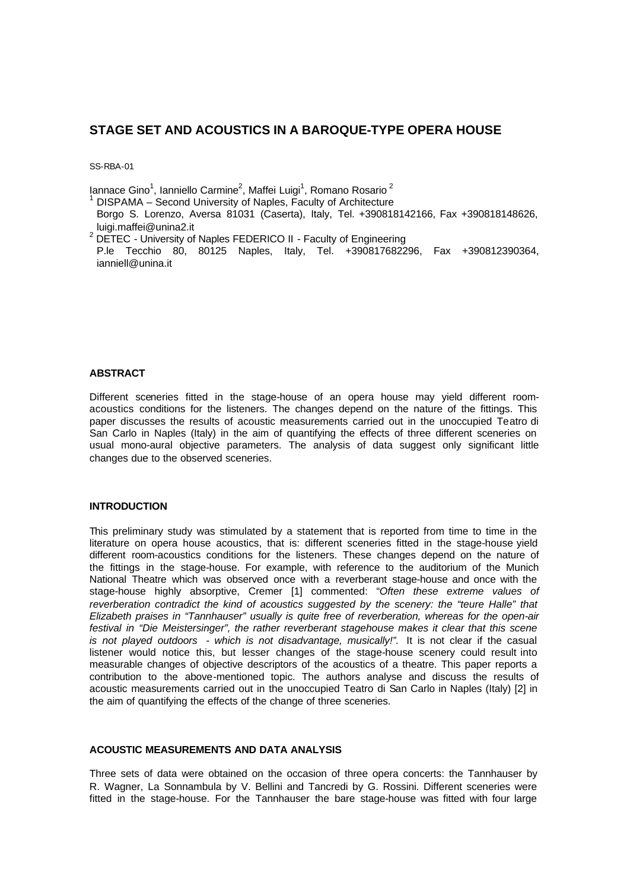# STAGE SET AND ACOUSTICS IN A BAROQUE-TYPE OPERA HOUSE

SS-RBA-01

Iannace Gino[1], Ianniello Carmine[2], Maffei Luigi[1], Romano Rosario [2]

[1] DISPAMA – Second University of Naples, Faculty of Architecture
Borgo S. Lorenzo, Aversa 81031 (Caserta), Italy, Tel. +390818142166, Fax +390818148626, luigi.maffei@unina2.it

[2] DETEC - University of Naples FEDERICO II - Faculty of Engineering
P.le Tecchio 80, 80125 Naples, Italy, Tel. +390817682296, Fax +390812390364, ianniell@unina.it

## ABSTRACT

Different sceneries fitted in the stage-house of an opera house may yield different room-acoustics conditions for the listeners. The changes depend on the nature of the fittings. This paper discusses the results of acoustic measurements carried out in the unoccupied Teatro di San Carlo in Naples (Italy) in the aim of quantifying the effects of three different sceneries on usual mono-aural objective parameters. The analysis of data suggest only significant little changes due to the observed sceneries.

## INTRODUCTION

This preliminary study was stimulated by a statement that is reported from time to time in the literature on opera house acoustics, that is: different sceneries fitted in the stage-house yield different room-acoustics conditions for the listeners. These changes depend on the nature of the fittings in the stage-house. For example, with reference to the auditorium of the Munich National Theatre which was observed once with a reverberant stage-house and once with the stage-house highly absorptive, Cremer [1] commented: "*Often these extreme values of reverberation contradict the kind of acoustics suggested by the scenery: the "teure Halle" that Elizabeth praises in "Tannhauser" usually is quite free of reverberation, whereas for the open-air festival in "Die Meistersinger", the rather reverberant stagehouse makes it clear that this scene is not played outdoors - which is not disadvantage, musically!"*. It is not clear if the casual listener would notice this, but lesser changes of the stage-house scenery could result into measurable changes of objective descriptors of the acoustics of a theatre. This paper reports a contribution to the above-mentioned topic. The authors analyse and discuss the results of acoustic measurements carried out in the unoccupied Teatro di San Carlo in Naples (Italy) [2] in the aim of quantifying the effects of the change of three sceneries.

## ACOUSTIC MEASUREMENTS AND DATA ANALYSIS

Three sets of data were obtained on the occasion of three opera concerts: the Tannhauser by R. Wagner, La Sonnambula by V. Bellini and Tancredi by G. Rossini. Different sceneries were fitted in the stage-house. For the Tannhauser the bare stage-house was fitted with four large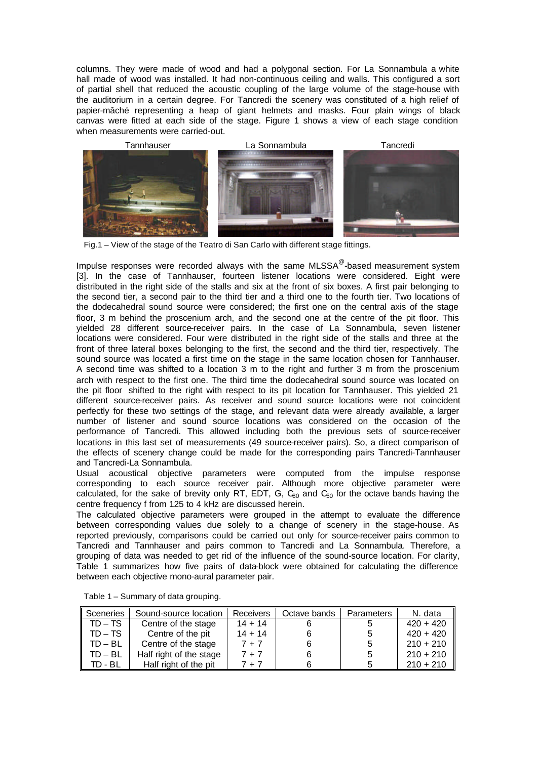columns. They were made of wood and had a polygonal section. For La Sonnambula a white hall made of wood was installed. It had non-continuous ceiling and walls. This configured a sort of partial shell that reduced the acoustic coupling of the large volume of the stage-house with the auditorium in a certain degree. For Tancredi the scenery was constituted of a high relief of papier-mâché representing a heap of giant helmets and masks. Four plain wings of black canvas were fitted at each side of the stage. Figure 1 shows a view of each stage condition when measurements were carried-out.

Tannhauser La Sonnambula Tancredi

Fig.1 – View of the stage of the Teatro di San Carlo with different stage fittings.

Impulse responses were recorded always with the same MLSSA[@]-based measurement system [3]. In the case of Tannhauser, fourteen listener locations were considered. Eight were distributed in the right side of the stalls and six at the front of six boxes. A first pair belonging to the second tier, a second pair to the third tier and a third one to the fourth tier. Two locations of the dodecahedral sound source were considered; the first one on the central axis of the stage floor, 3 m behind the proscenium arch, and the second one at the centre of the pit floor. This yielded 28 different source-receiver pairs. In the case of La Sonnambula, seven listener locations were considered. Four were distributed in the right side of the stalls and three at the front of three lateral boxes belonging to the first, the second and the third tier, respectively. The sound source was located a first time on the stage in the same location chosen for Tannhauser. A second time was shifted to a location 3 m to the right and further 3 m from the proscenium arch with respect to the first one. The third time the dodecahedral sound source was located on the pit floor shifted to the right with respect to its pit location for Tannhauser. This yielded 21 different source-receiver pairs. As receiver and sound source locations were not coincident perfectly for these two settings of the stage, and relevant data were already available, a larger number of listener and sound source locations was considered on the occasion of the performance of Tancredi. This allowed including both the previous sets of source-receiver locations in this last set of measurements (49 source-receiver pairs). So, a direct comparison of the effects of scenery change could be made for the corresponding pairs Tancredi-Tannhauser and Tancredi-La Sonnambula.

Usual acoustical objective parameters were computed from the impulse response corresponding to each source receiver pair. Although more objective parameter were calculated, for the sake of brevity only RT, EDT, G, $C_{80}$ and $C_{50}$ for the octave bands having the centre frequency f from 125 to 4 kHz are discussed herein.

The calculated objective parameters were grouped in the attempt to evaluate the difference between corresponding values due solely to a change of scenery in the stage-house. As reported previously, comparisons could be carried out only for source-receiver pairs common to Tancredi and Tannhauser and pairs common to Tancredi and La Sonnambula. Therefore, a grouping of data was needed to get rid of the influence of the sound-source location. For clarity, Table 1 summarizes how five pairs of data-block were obtained for calculating the difference between each objective mono-aural parameter pair.

Table 1 – Summary of data grouping.

| Sceneries | Sound-source location | Receivers | Octave bands | Parameters | N. data |
|---|---|---|---|---|---|
| TD – TS | Centre of the stage | 14 + 14 | 6 | 5 | 420 + 420 |
| TD – TS | Centre of the pit | 14 + 14 | 6 | 5 | 420 + 420 |
| TD – BL | Centre of the stage | 7 + 7 | 6 | 5 | 210 + 210 |
| TD – BL | Half right of the stage | 7 + 7 | 6 | 5 | 210 + 210 |
| TD - BL | Half right of the pit | 7 + 7 | 6 | 5 | 210 + 210 |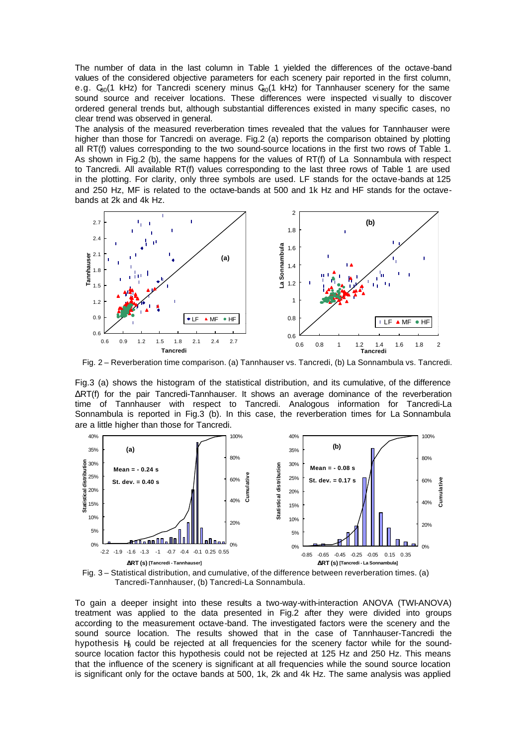The number of data in the last column in Table 1 yielded the differences of the octave-band values of the considered objective parameters for each scenery pair reported in the first column, e.g. $C_{80}$(1 kHz) for Tancredi scenery minus $C_{80}$(1 kHz) for Tannhauser scenery for the same sound source and receiver locations. These differences were inspected visually to discover ordered general trends but, although substantial differences existed in many specific cases, no clear trend was observed in general.

The analysis of the measured reverberation times revealed that the values for Tannhauser were higher than those for Tancredi on average. Fig.2 (a) reports the comparison obtained by plotting all RT(f) values corresponding to the two sound-source locations in the first two rows of Table 1. As shown in Fig.2 (b), the same happens for the values of RT(f) of La Sonnambula with respect to Tancredi. All available RT(f) values corresponding to the last three rows of Table 1 are used in the plotting. For clarity, only three symbols are used. LF stands for the octave-bands at 125 and 250 Hz, MF is related to the octave-bands at 500 and 1k Hz and HF stands for the octave-bands at 2k and 4k Hz.

Fig. 2 – Reverberation time comparison. (a) Tannhauser vs. Tancredi, (b) La Sonnambula vs. Tancredi.

Fig.3 (a) shows the histogram of the statistical distribution, and its cumulative, of the difference ΔRT(f) for the pair Tancredi-Tannhauser. It shows an average dominance of the reverberation time of Tannhauser with respect to Tancredi. Analogous information for Tancredi-La Sonnambula is reported in Fig.3 (b). In this case, the reverberation times for La Sonnambula are a little higher than those for Tancredi.

Fig. 3 – Statistical distribution, and cumulative, of the difference between reverberation times. (a) Tancredi-Tannhauser, (b) Tancredi-La Sonnambula.

To gain a deeper insight into these results a two-way-with-interaction ANOVA (TWI-ANOVA) treatment was applied to the data presented in Fig.2 after they were divided into groups according to the measurement octave-band. The investigated factors were the scenery and the sound source location. The results showed that in the case of Tannhauser-Tancredi the hypothesis $H_0$ could be rejected at all frequencies for the scenery factor while for the sound-source location factor this hypothesis could not be rejected at 125 Hz and 250 Hz. This means that the influence of the scenery is significant at all frequencies while the sound source location is significant only for the octave bands at 500, 1k, 2k and 4k Hz. The same analysis was applied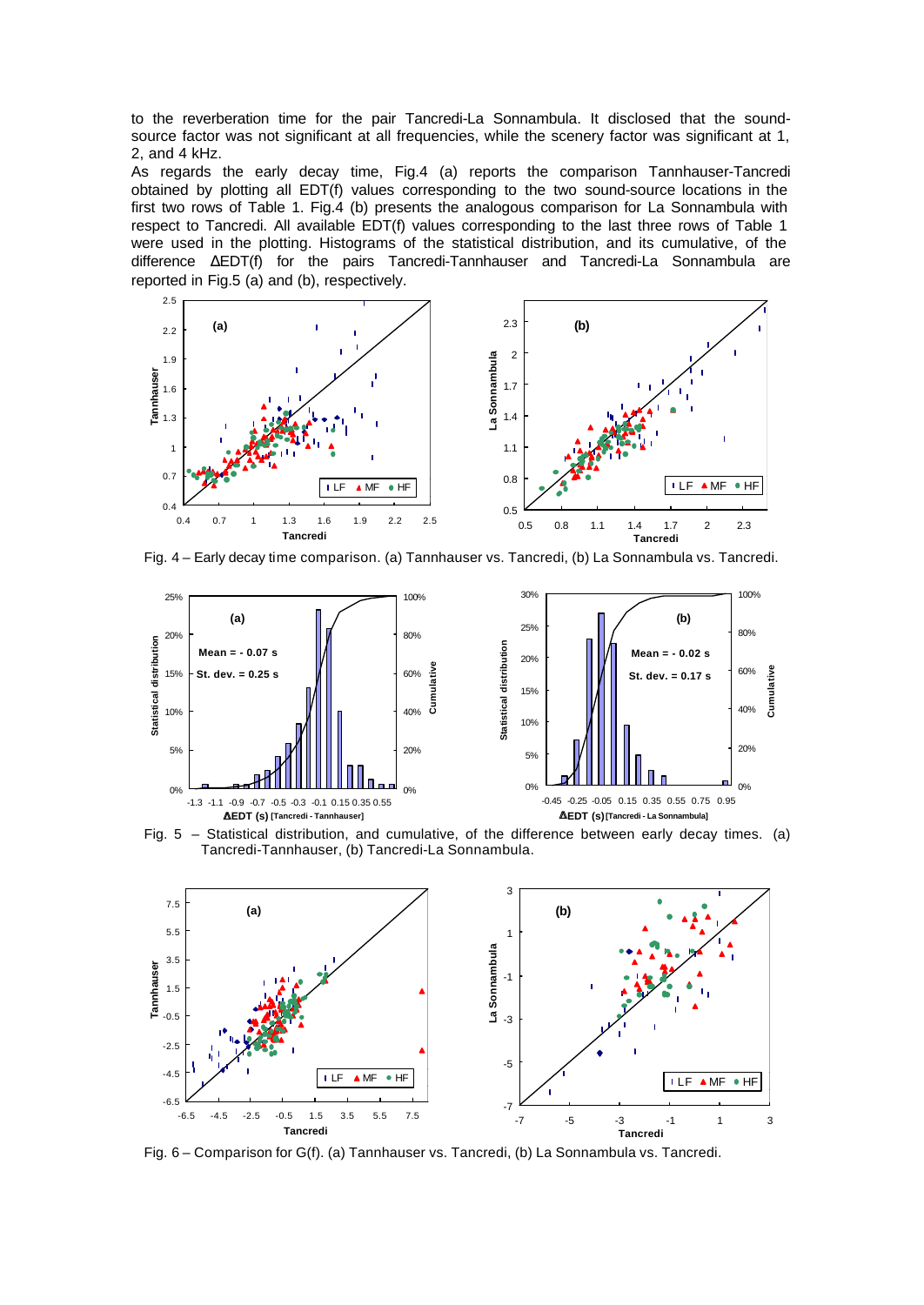to the reverberation time for the pair Tancredi-La Sonnambula. It disclosed that the sound-source factor was not significant at all frequencies, while the scenery factor was significant at 1, 2, and 4 kHz.

As regards the early decay time, Fig.4 (a) reports the comparison Tannhauser-Tancredi obtained by plotting all EDT(f) values corresponding to the two sound-source locations in the first two rows of Table 1. Fig.4 (b) presents the analogous comparison for La Sonnambula with respect to Tancredi. All available EDT(f) values corresponding to the last three rows of Table 1 were used in the plotting. Histograms of the statistical distribution, and its cumulative, of the difference ΔEDT(f) for the pairs Tancredi-Tannhauser and Tancredi-La Sonnambula are reported in Fig.5 (a) and (b), respectively.

Fig. 4 – Early decay time comparison. (a) Tannhauser vs. Tancredi, (b) La Sonnambula vs. Tancredi.

Fig. 5 – Statistical distribution, and cumulative, of the difference between early decay times. (a) Tancredi-Tannhauser, (b) Tancredi-La Sonnambula.

Fig. 6 – Comparison for G(f). (a) Tannhauser vs. Tancredi, (b) La Sonnambula vs. Tancredi.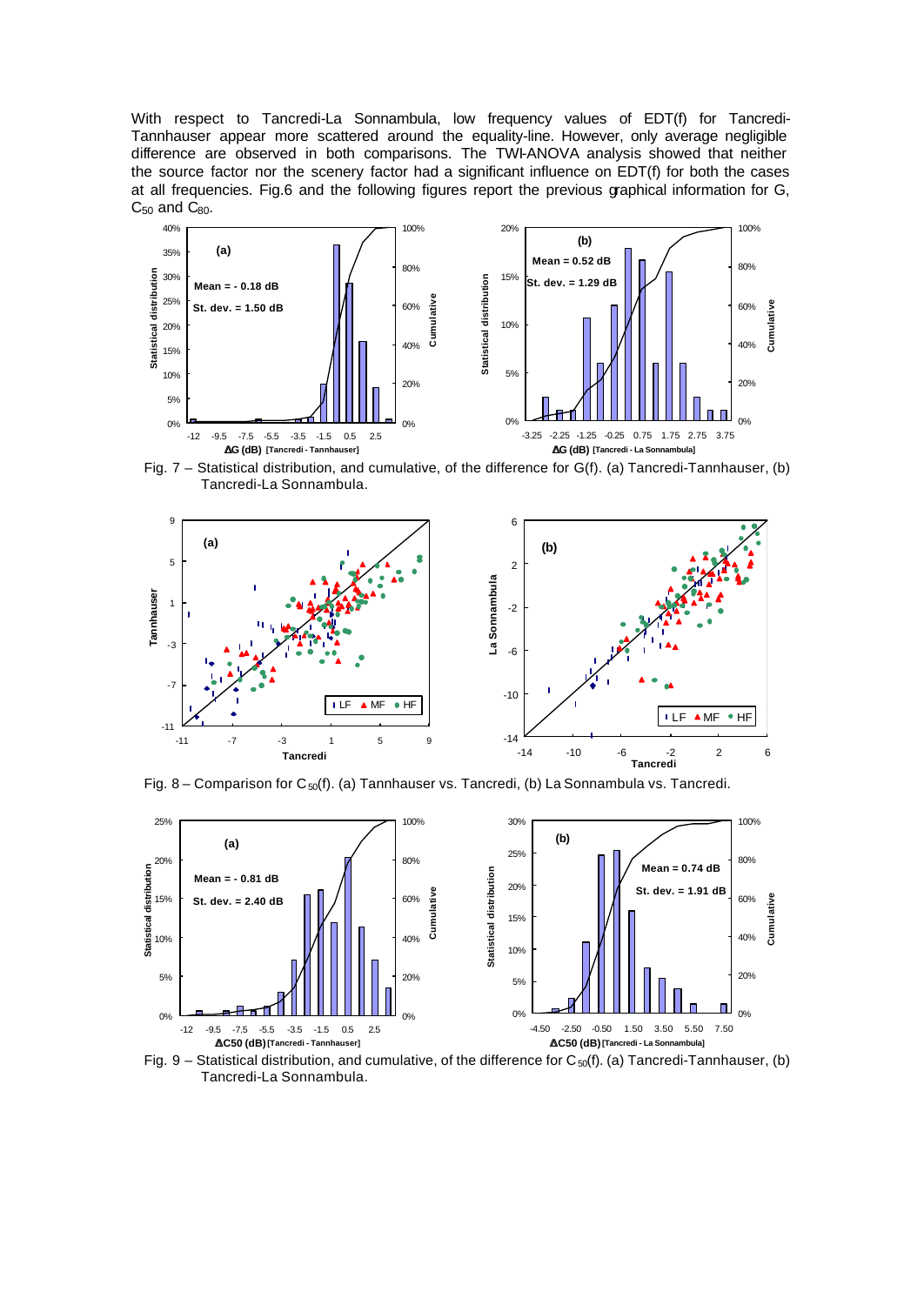With respect to Tancredi-La Sonnambula, low frequency values of EDT(f) for Tancredi-Tannhauser appear more scattered around the equality-line. However, only average negligible difference are observed in both comparisons. The TWI-ANOVA analysis showed that neither the source factor nor the scenery factor had a significant influence on EDT(f) for both the cases at all frequencies. Fig.6 and the following figures report the previous graphical information for G, $C_{50}$ and $C_{80}$.

Fig. 7 – Statistical distribution, and cumulative, of the difference for G(f). (a) Tancredi-Tannhauser, (b) Tancredi-La Sonnambula.

Fig. 8 – Comparison for $C_{50}$(f). (a) Tannhauser vs. Tancredi, (b) La Sonnambula vs. Tancredi.

Fig. 9 – Statistical distribution, and cumulative, of the difference for $C_{50}$(f). (a) Tancredi-Tannhauser, (b) Tancredi-La Sonnambula.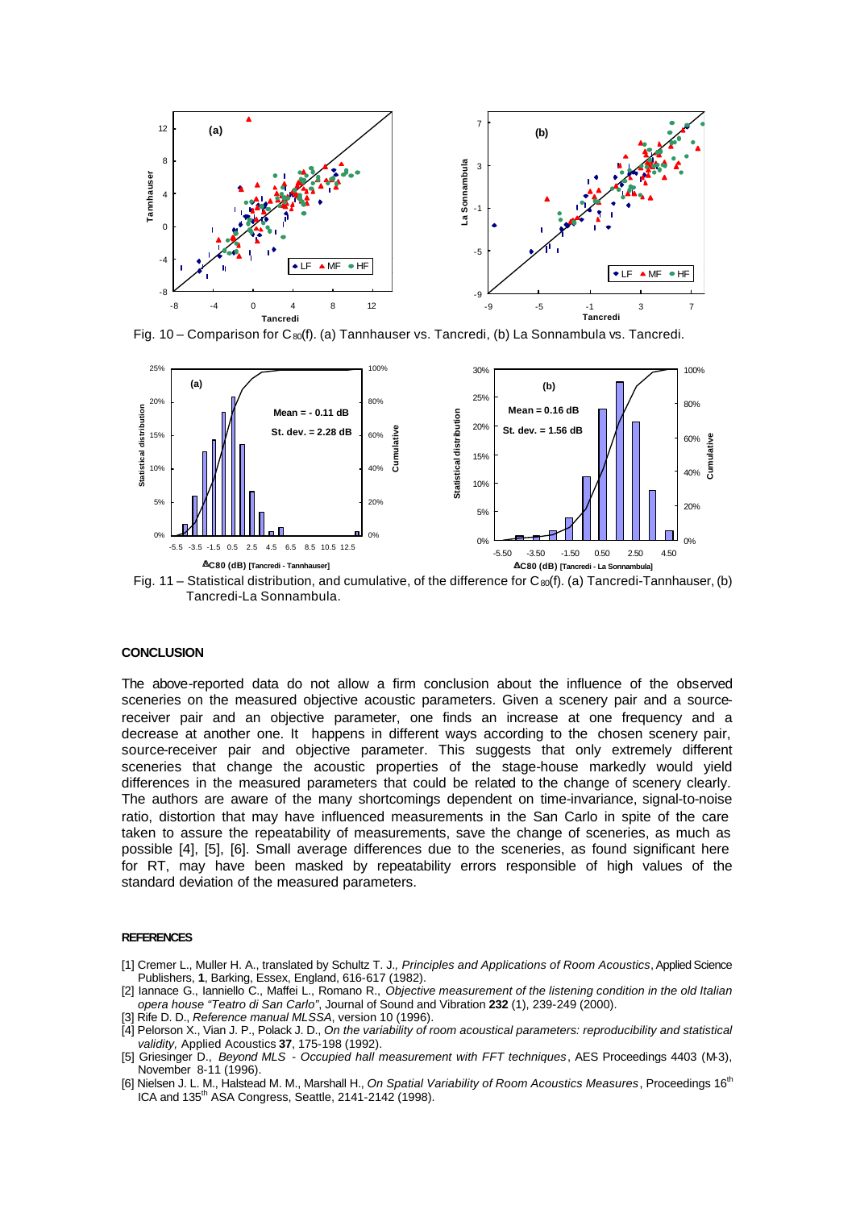12
(a)
8
4
0
-4
-8
-8 -4 0 4 8 12
Tannhauser
Tancredi
LF MF HF

7
(b)
3
-1
-5
-9
-9 -5 -1 3 7
La Sonnambula
Tancredi
LF MF HF

Fig. 10 – Comparison for $C_{80}(f)$. (a) Tannhauser vs. Tancredi, (b) La Sonnambula vs. Tancredi.

25%
20%
15%
10%
5%
0%
(a)
Mean = - 0.11 dB
St. dev. = 2.28 dB
100%
80%
60%
40%
20%
0%
Statistical distribution
Cumulative
-5.5 -3.5 -1.5 0.5 2.5 4.5 6.5 8.5 10.5 12.5
ΔC80 (dB) [Tancredi - Tannhauser]

30%
25%
20%
15%
10%
5%
0%
(b)
Mean = 0.16 dB
St. dev. = 1.56 dB
100%
80%
60%
40%
20%
0%
Statistical distribution
Cumulative
-5.50 -3.50 -1.50 0.50 2.50 4.50
ΔC80 (dB) [Tancredi - La Sonnambula]

Fig. 11 – Statistical distribution, and cumulative, of the difference for $C_{80}(f)$. (a) Tancredi-Tannhauser, (b) Tancredi-La Sonnambula.

## CONCLUSION

The above-reported data do not allow a firm conclusion about the influence of the observed sceneries on the measured objective acoustic parameters. Given a scenery pair and a source-receiver pair and an objective parameter, one finds an increase at one frequency and a decrease at another one. It happens in different ways according to the chosen scenery pair, source-receiver pair and objective parameter. This suggests that only extremely different sceneries that change the acoustic properties of the stage-house markedly would yield differences in the measured parameters that could be related to the change of scenery clearly. The authors are aware of the many shortcomings dependent on time-invariance, signal-to-noise ratio, distortion that may have influenced measurements in the San Carlo in spite of the care taken to assure the repeatability of measurements, save the change of sceneries, as much as possible [4], [5], [6]. Small average differences due to the sceneries, as found significant here for RT, may have been masked by repeatability errors responsible of high values of the standard deviation of the measured parameters.

## REFERENCES

[1] Cremer L., Muller H. A., translated by Schultz T. J., *Principles and Applications of Room Acoustics*, Applied Science Publishers, **1**, Barking, Essex, England, 616-617 (1982).
[2] Iannace G., Ianniello C., Maffei L., Romano R., *Objective measurement of the listening condition in the old Italian opera house "Teatro di San Carlo"*, Journal of Sound and Vibration **232** (1), 239-249 (2000).
[3] Rife D. D., *Reference manual MLSSA*, version 10 (1996).
[4] Pelorson X., Vian J. P., Polack J. D., *On the variability of room acoustical parameters: reproducibility and statistical validity,* Applied Acoustics **37**, 175-198 (1992).
[5] Griesinger D., *Beyond MLS - Occupied hall measurement with FFT techniques*, AES Proceedings 4403 (M-3), November 8-11 (1996).
[6] Nielsen J. L. M., Halstead M. M., Marshall H., *On Spatial Variability of Room Acoustics Measures*, Proceedings 16th ICA and 135th ASA Congress, Seattle, 2141-2142 (1998).